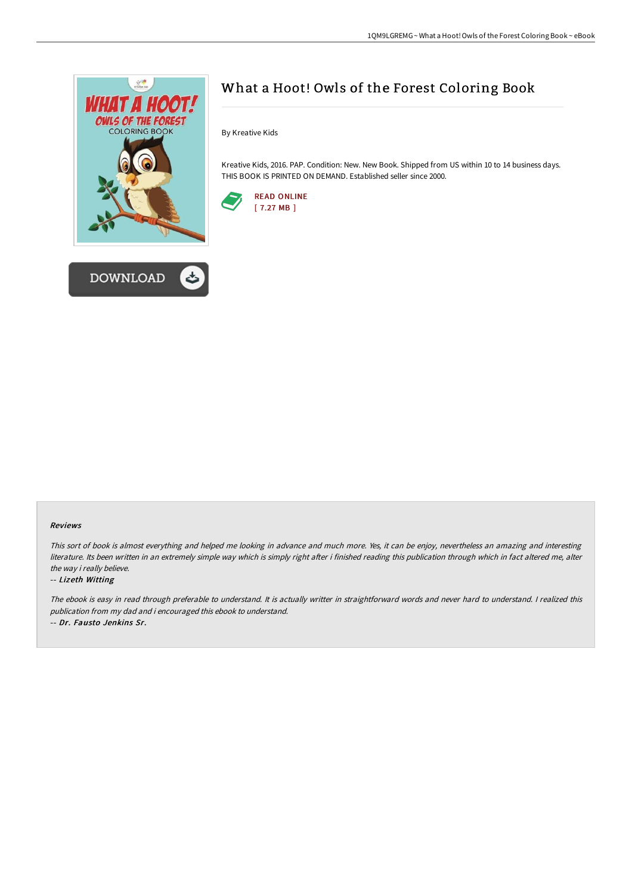# What a Hoot! Owls of the Forest Coloring Book

By Kreative Kids

Kreative Kids, 2016. PAP. Condition: New. New Book. Shipped from US within 10 to 14 business days. THIS BOOK IS PRINTED ON DEMAND. Established seller since 2000.

READ ONLINE
[ 7.27 MB ]

DOWNLOAD

### Reviews

*This sort of book is almost everything and helped me looking in advance and much more. Yes, it can be enjoy, nevertheless an amazing and interesting literature. Its been written in an extremely simple way which is simply right after i finished reading this publication through which in fact altered me, alter the way i really believe.*

-- ***Lizeth Witting***

*The ebook is easy in read through preferable to understand. It is actually writter in straightforward words and never hard to understand. I realized this publication from my dad and i encouraged this ebook to understand.*

-- ***Dr. Fausto Jenkins Sr.***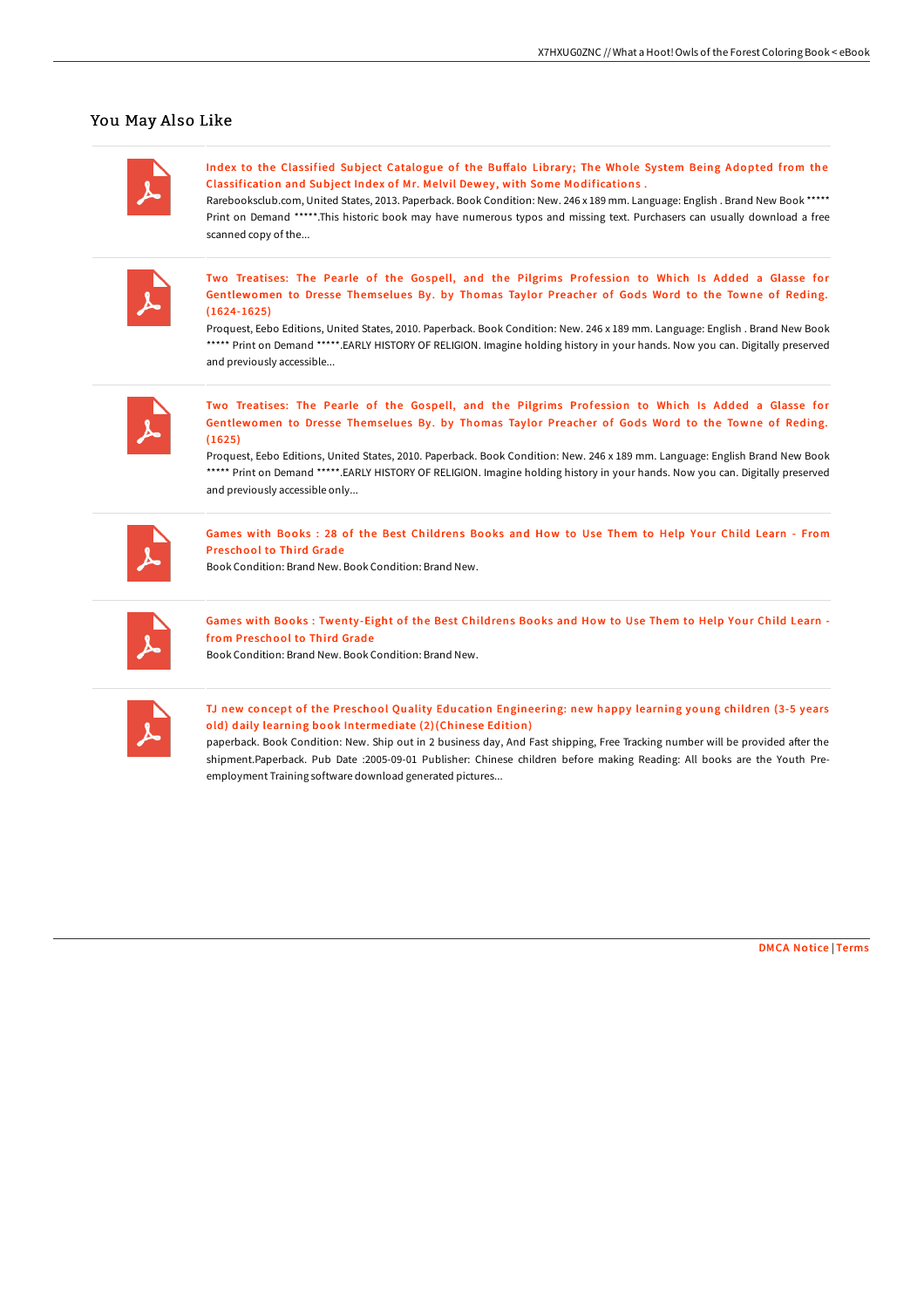## You May Also Like

**Index to the Classified Subject Catalogue of the Buffalo Library; The Whole System Being Adopted from the Classification and Subject Index of Mr. Melvil Dewey, with Some Modifications .**

Rarebooksclub.com, United States, 2013. Paperback. Book Condition: New. 246 x 189 mm. Language: English . Brand New Book ***** Print on Demand *****.This historic book may have numerous typos and missing text. Purchasers can usually download a free scanned copy of the...

**Two Treatises: The Pearle of the Gospell, and the Pilgrims Profession to Which Is Added a Glasse for Gentlewomen to Dresse Themselues By. by Thomas Taylor Preacher of Gods Word to the Towne of Reding. (1624-1625)**

Proquest, Eebo Editions, United States, 2010. Paperback. Book Condition: New. 246 x 189 mm. Language: English . Brand New Book ***** Print on Demand *****.EARLY HISTORY OF RELIGION. Imagine holding history in your hands. Now you can. Digitally preserved and previously accessible...

**Two Treatises: The Pearle of the Gospell, and the Pilgrims Profession to Which Is Added a Glasse for Gentlewomen to Dresse Themselues By. by Thomas Taylor Preacher of Gods Word to the Towne of Reding. (1625)**

Proquest, Eebo Editions, United States, 2010. Paperback. Book Condition: New. 246 x 189 mm. Language: English Brand New Book ***** Print on Demand *****.EARLY HISTORY OF RELIGION. Imagine holding history in your hands. Now you can. Digitally preserved and previously accessible only...

**Games with Books : 28 of the Best Childrens Books and How to Use Them to Help Your Child Learn - From Preschool to Third Grade**

Book Condition: Brand New. Book Condition: Brand New.

**Games with Books : Twenty-Eight of the Best Childrens Books and How to Use Them to Help Your Child Learn - from Preschool to Third Grade**

Book Condition: Brand New. Book Condition: Brand New.

**TJ new concept of the Preschool Quality Education Engineering: new happy learning young children (3-5 years old) daily learning book Intermediate (2)(Chinese Edition)**

paperback. Book Condition: New. Ship out in 2 business day, And Fast shipping, Free Tracking number will be provided after the shipment.Paperback. Pub Date :2005-09-01 Publisher: Chinese children before making Reading: All books are the Youth Pre-employment Training software download generated pictures...